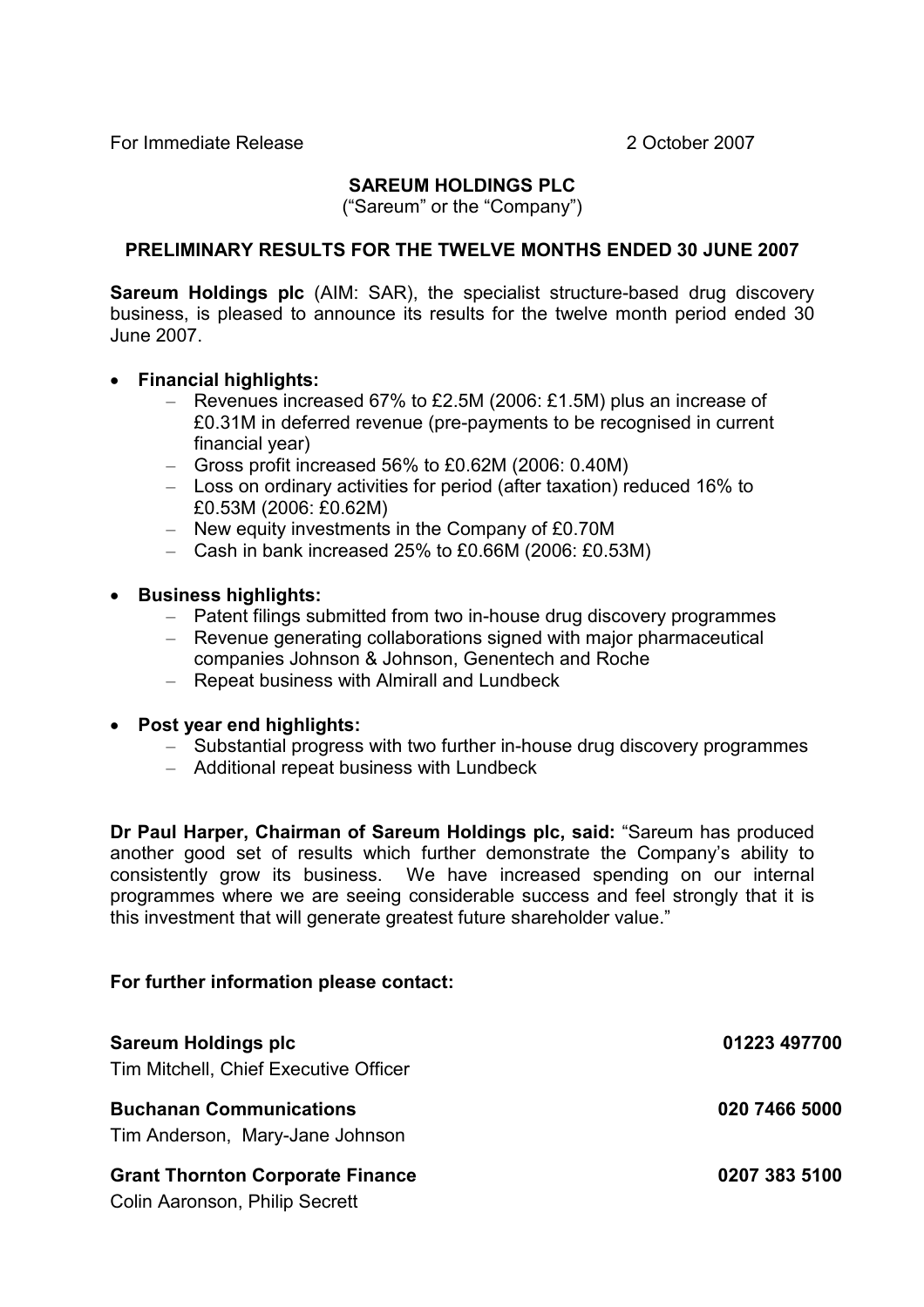For Immediate Release 2 October 2007

**SAREUM HOLDINGS PLC**

("Sareum" or the "Company")

**PRELIMINARY RESULTS FOR THE TWELVE MONTHS ENDED 30 JUNE 2007**

**Sareum Holdings plc** (AIM: SAR), the specialist structure-based drug discovery business, is pleased to announce its results for the twelve month period ended 30 June 2007.

- **Financial highlights:**
  - Revenues increased 67% to £2.5M (2006: £1.5M) plus an increase of £0.31M in deferred revenue (pre-payments to be recognised in current financial year)
  - Gross profit increased 56% to £0.62M (2006: 0.40M)
  - Loss on ordinary activities for period (after taxation) reduced 16% to £0.53M (2006: £0.62M)
  - New equity investments in the Company of £0.70M
  - Cash in bank increased 25% to £0.66M (2006: £0.53M)

- **Business highlights:**
  - Patent filings submitted from two in-house drug discovery programmes
  - Revenue generating collaborations signed with major pharmaceutical companies Johnson & Johnson, Genentech and Roche
  - Repeat business with Almirall and Lundbeck

- **Post year end highlights:**
  - Substantial progress with two further in-house drug discovery programmes
  - Additional repeat business with Lundbeck

**Dr Paul Harper, Chairman of Sareum Holdings plc, said:** "Sareum has produced another good set of results which further demonstrate the Company's ability to consistently grow its business. We have increased spending on our internal programmes where we are seeing considerable success and feel strongly that it is this investment that will generate greatest future shareholder value."

**For further information please contact:**

**Sareum Holdings plc** **01223 497700**
Tim Mitchell, Chief Executive Officer

**Buchanan Communications** **020 7466 5000**
Tim Anderson, Mary-Jane Johnson

**Grant Thornton Corporate Finance** **0207 383 5100**
Colin Aaronson, Philip Secrett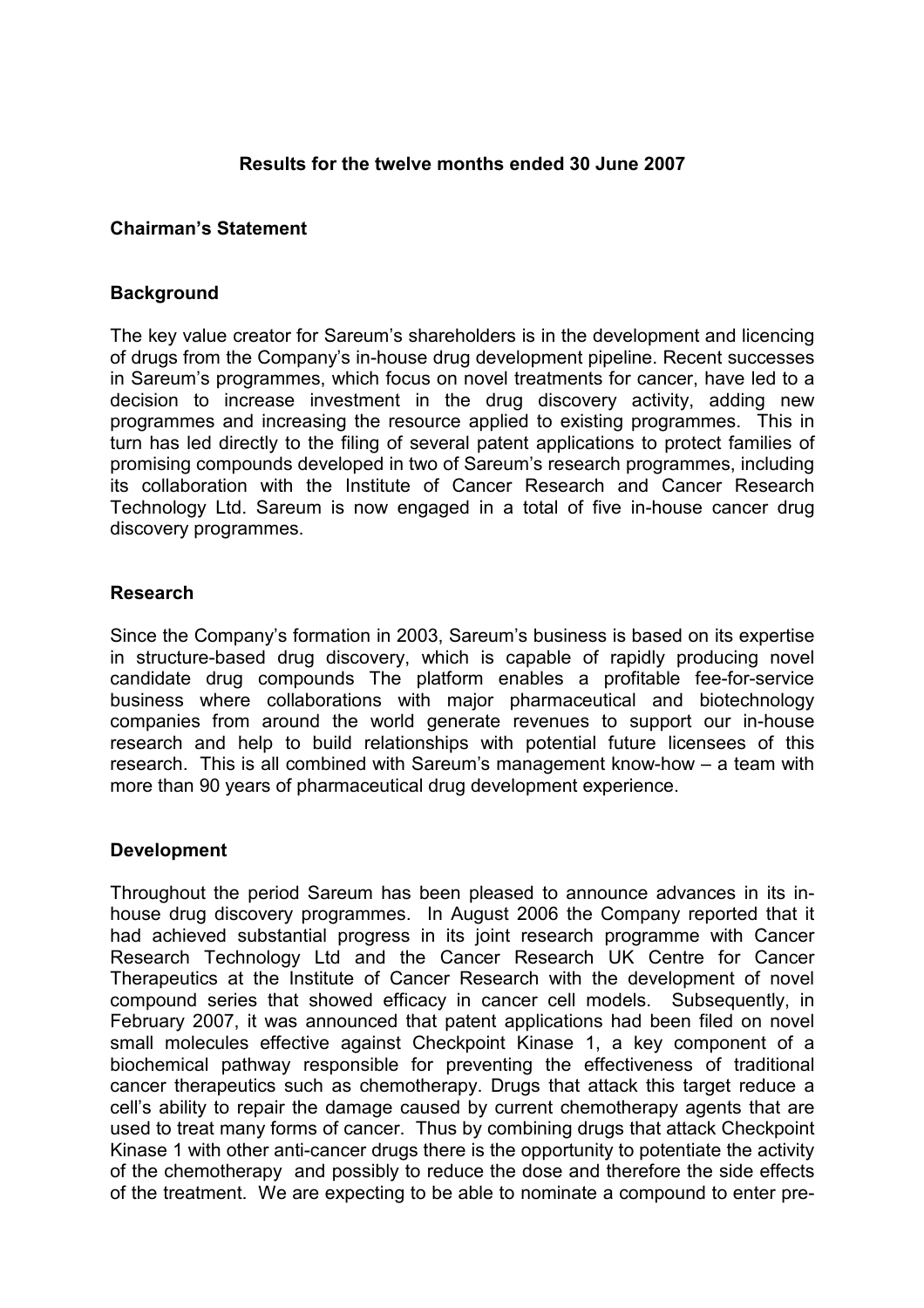**Results for the twelve months ended 30 June 2007**

## Chairman's Statement

### Background

The key value creator for Sareum's shareholders is in the development and licencing of drugs from the Company's in-house drug development pipeline. Recent successes in Sareum's programmes, which focus on novel treatments for cancer, have led to a decision to increase investment in the drug discovery activity, adding new programmes and increasing the resource applied to existing programmes. This in turn has led directly to the filing of several patent applications to protect families of promising compounds developed in two of Sareum's research programmes, including its collaboration with the Institute of Cancer Research and Cancer Research Technology Ltd. Sareum is now engaged in a total of five in-house cancer drug discovery programmes.

### Research

Since the Company's formation in 2003, Sareum's business is based on its expertise in structure-based drug discovery, which is capable of rapidly producing novel candidate drug compounds The platform enables a profitable fee-for-service business where collaborations with major pharmaceutical and biotechnology companies from around the world generate revenues to support our in-house research and help to build relationships with potential future licensees of this research. This is all combined with Sareum's management know-how – a team with more than 90 years of pharmaceutical drug development experience.

### Development

Throughout the period Sareum has been pleased to announce advances in its in-house drug discovery programmes. In August 2006 the Company reported that it had achieved substantial progress in its joint research programme with Cancer Research Technology Ltd and the Cancer Research UK Centre for Cancer Therapeutics at the Institute of Cancer Research with the development of novel compound series that showed efficacy in cancer cell models. Subsequently, in February 2007, it was announced that patent applications had been filed on novel small molecules effective against Checkpoint Kinase 1, a key component of a biochemical pathway responsible for preventing the effectiveness of traditional cancer therapeutics such as chemotherapy. Drugs that attack this target reduce a cell's ability to repair the damage caused by current chemotherapy agents that are used to treat many forms of cancer. Thus by combining drugs that attack Checkpoint Kinase 1 with other anti-cancer drugs there is the opportunity to potentiate the activity of the chemotherapy and possibly to reduce the dose and therefore the side effects of the treatment. We are expecting to be able to nominate a compound to enter pre-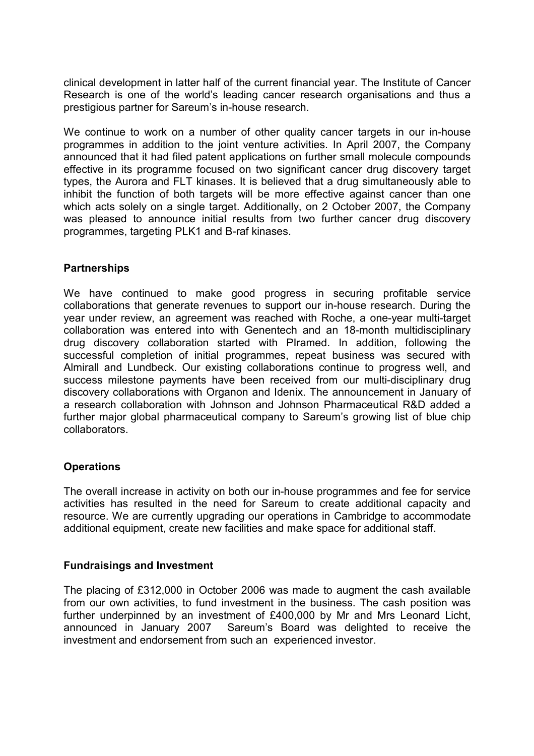clinical development in latter half of the current financial year. The Institute of Cancer Research is one of the world's leading cancer research organisations and thus a prestigious partner for Sareum's in-house research.

We continue to work on a number of other quality cancer targets in our in-house programmes in addition to the joint venture activities. In April 2007, the Company announced that it had filed patent applications on further small molecule compounds effective in its programme focused on two significant cancer drug discovery target types, the Aurora and FLT kinases. It is believed that a drug simultaneously able to inhibit the function of both targets will be more effective against cancer than one which acts solely on a single target. Additionally, on 2 October 2007, the Company was pleased to announce initial results from two further cancer drug discovery programmes, targeting PLK1 and B-raf kinases.

**Partnerships**

We have continued to make good progress in securing profitable service collaborations that generate revenues to support our in-house research. During the year under review, an agreement was reached with Roche, a one-year multi-target collaboration was entered into with Genentech and an 18-month multidisciplinary drug discovery collaboration started with PIramed. In addition, following the successful completion of initial programmes, repeat business was secured with Almirall and Lundbeck. Our existing collaborations continue to progress well, and success milestone payments have been received from our multi-disciplinary drug discovery collaborations with Organon and Idenix. The announcement in January of a research collaboration with Johnson and Johnson Pharmaceutical R&D added a further major global pharmaceutical company to Sareum's growing list of blue chip collaborators.

**Operations**

The overall increase in activity on both our in-house programmes and fee for service activities has resulted in the need for Sareum to create additional capacity and resource. We are currently upgrading our operations in Cambridge to accommodate additional equipment, create new facilities and make space for additional staff.

**Fundraisings and Investment**

The placing of £312,000 in October 2006 was made to augment the cash available from our own activities, to fund investment in the business. The cash position was further underpinned by an investment of £400,000 by Mr and Mrs Leonard Licht, announced in January 2007 Sareum's Board was delighted to receive the investment and endorsement from such an experienced investor.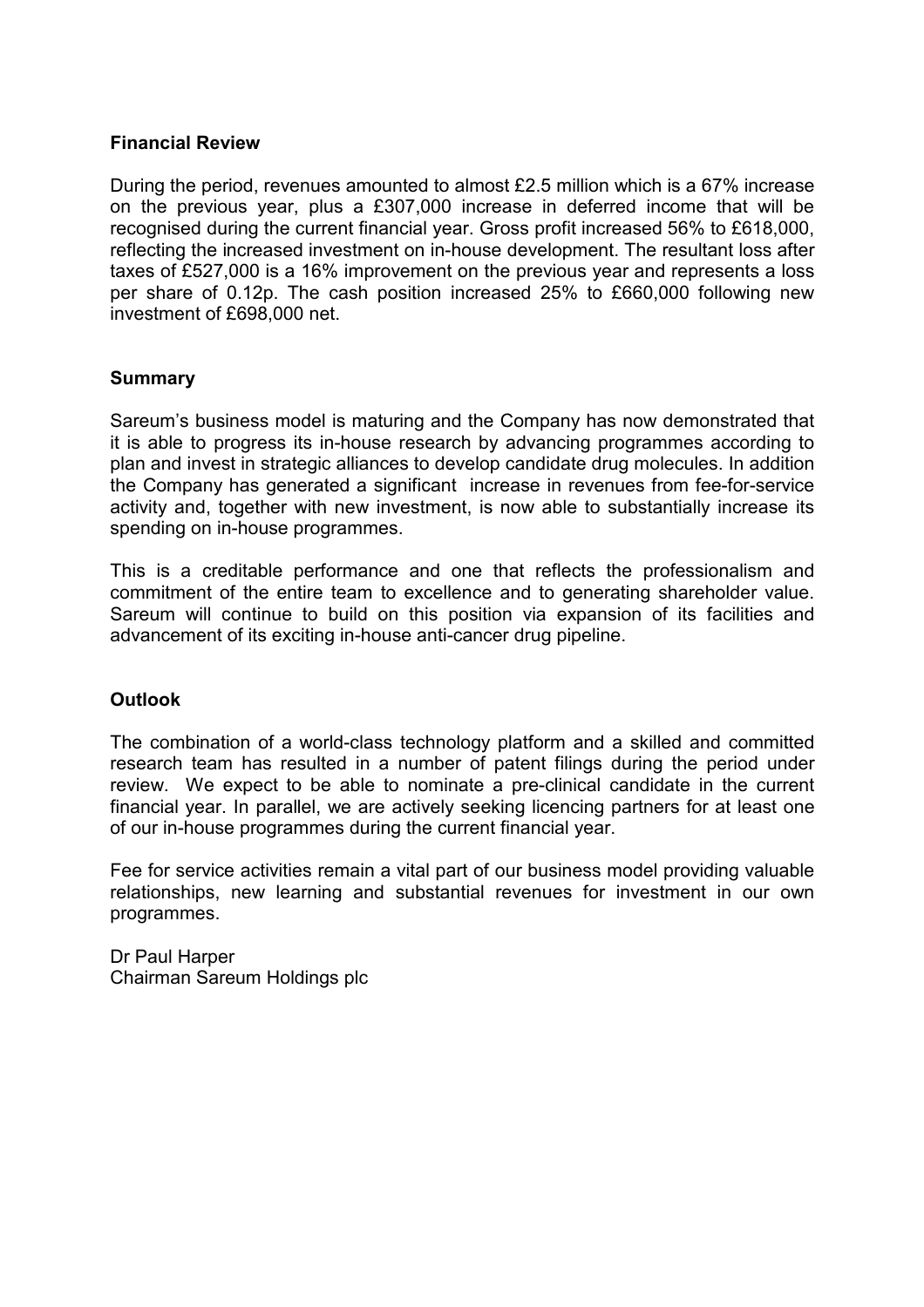## Financial Review

During the period, revenues amounted to almost £2.5 million which is a 67% increase on the previous year, plus a £307,000 increase in deferred income that will be recognised during the current financial year. Gross profit increased 56% to £618,000, reflecting the increased investment on in-house development. The resultant loss after taxes of £527,000 is a 16% improvement on the previous year and represents a loss per share of 0.12p. The cash position increased 25% to £660,000 following new investment of £698,000 net.

## Summary

Sareum's business model is maturing and the Company has now demonstrated that it is able to progress its in-house research by advancing programmes according to plan and invest in strategic alliances to develop candidate drug molecules. In addition the Company has generated a significant increase in revenues from fee-for-service activity and, together with new investment, is now able to substantially increase its spending on in-house programmes.

This is a creditable performance and one that reflects the professionalism and commitment of the entire team to excellence and to generating shareholder value. Sareum will continue to build on this position via expansion of its facilities and advancement of its exciting in-house anti-cancer drug pipeline.

## Outlook

The combination of a world-class technology platform and a skilled and committed research team has resulted in a number of patent filings during the period under review. We expect to be able to nominate a pre-clinical candidate in the current financial year. In parallel, we are actively seeking licencing partners for at least one of our in-house programmes during the current financial year.

Fee for service activities remain a vital part of our business model providing valuable relationships, new learning and substantial revenues for investment in our own programmes.

Dr Paul Harper
Chairman Sareum Holdings plc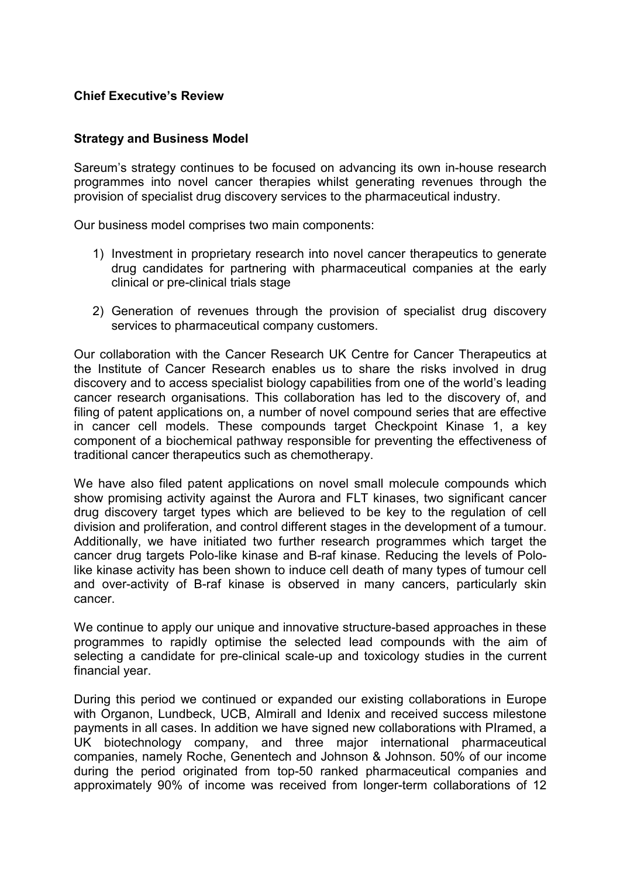**Chief Executive's Review**

**Strategy and Business Model**

Sareum's strategy continues to be focused on advancing its own in-house research programmes into novel cancer therapies whilst generating revenues through the provision of specialist drug discovery services to the pharmaceutical industry.

Our business model comprises two main components:

1) Investment in proprietary research into novel cancer therapeutics to generate drug candidates for partnering with pharmaceutical companies at the early clinical or pre-clinical trials stage

2) Generation of revenues through the provision of specialist drug discovery services to pharmaceutical company customers.

Our collaboration with the Cancer Research UK Centre for Cancer Therapeutics at the Institute of Cancer Research enables us to share the risks involved in drug discovery and to access specialist biology capabilities from one of the world's leading cancer research organisations. This collaboration has led to the discovery of, and filing of patent applications on, a number of novel compound series that are effective in cancer cell models. These compounds target Checkpoint Kinase 1, a key component of a biochemical pathway responsible for preventing the effectiveness of traditional cancer therapeutics such as chemotherapy.

We have also filed patent applications on novel small molecule compounds which show promising activity against the Aurora and FLT kinases, two significant cancer drug discovery target types which are believed to be key to the regulation of cell division and proliferation, and control different stages in the development of a tumour. Additionally, we have initiated two further research programmes which target the cancer drug targets Polo-like kinase and B-raf kinase. Reducing the levels of Polo-like kinase activity has been shown to induce cell death of many types of tumour cell and over-activity of B-raf kinase is observed in many cancers, particularly skin cancer.

We continue to apply our unique and innovative structure-based approaches in these programmes to rapidly optimise the selected lead compounds with the aim of selecting a candidate for pre-clinical scale-up and toxicology studies in the current financial year.

During this period we continued or expanded our existing collaborations in Europe with Organon, Lundbeck, UCB, Almirall and Idenix and received success milestone payments in all cases. In addition we have signed new collaborations with PIramed, a UK biotechnology company, and three major international pharmaceutical companies, namely Roche, Genentech and Johnson & Johnson. 50% of our income during the period originated from top-50 ranked pharmaceutical companies and approximately 90% of income was received from longer-term collaborations of 12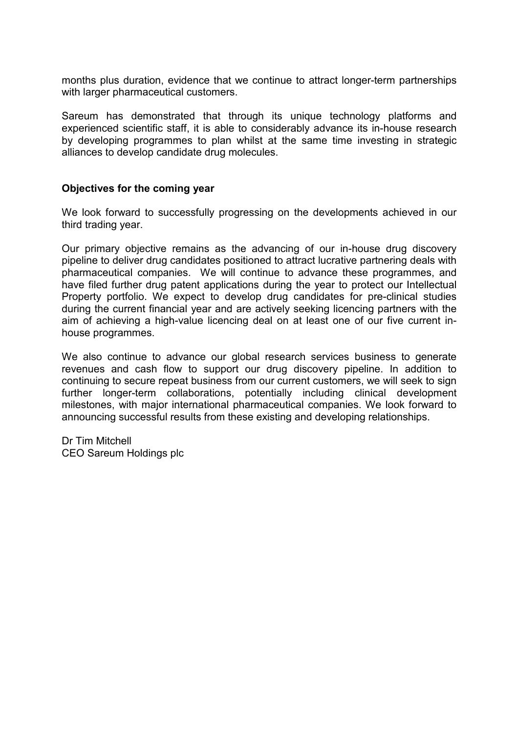months plus duration, evidence that we continue to attract longer-term partnerships with larger pharmaceutical customers.

Sareum has demonstrated that through its unique technology platforms and experienced scientific staff, it is able to considerably advance its in-house research by developing programmes to plan whilst at the same time investing in strategic alliances to develop candidate drug molecules.

**Objectives for the coming year**

We look forward to successfully progressing on the developments achieved in our third trading year.

Our primary objective remains as the advancing of our in-house drug discovery pipeline to deliver drug candidates positioned to attract lucrative partnering deals with pharmaceutical companies. We will continue to advance these programmes, and have filed further drug patent applications during the year to protect our Intellectual Property portfolio. We expect to develop drug candidates for pre-clinical studies during the current financial year and are actively seeking licencing partners with the aim of achieving a high-value licencing deal on at least one of our five current in-house programmes.

We also continue to advance our global research services business to generate revenues and cash flow to support our drug discovery pipeline. In addition to continuing to secure repeat business from our current customers, we will seek to sign further longer-term collaborations, potentially including clinical development milestones, with major international pharmaceutical companies. We look forward to announcing successful results from these existing and developing relationships.

Dr Tim Mitchell
CEO Sareum Holdings plc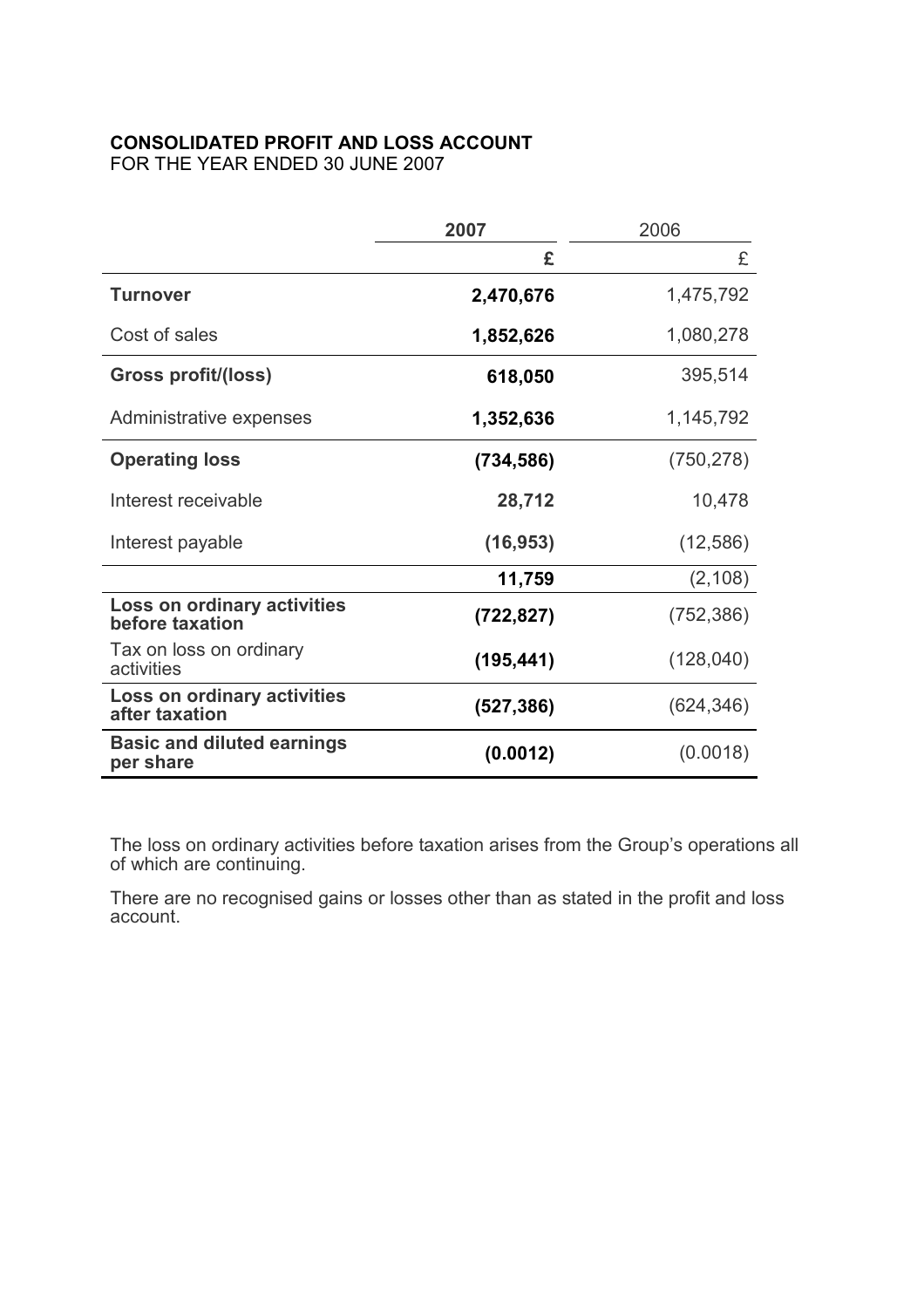**CONSOLIDATED PROFIT AND LOSS ACCOUNT**
FOR THE YEAR ENDED 30 JUNE 2007

| | **2007** | 2006 |
|---|---|---|
| | **£** | £ |
| **Turnover** | **2,470,676** | 1,475,792 |
| Cost of sales | **1,852,626** | 1,080,278 |
| **Gross profit/(loss)** | **618,050** | 395,514 |
| Administrative expenses | **1,352,636** | 1,145,792 |
| **Operating loss** | **(734,586)** | (750,278) |
| Interest receivable | **28,712** | 10,478 |
| Interest payable | **(16,953)** | (12,586) |
| | **11,759** | (2,108) |
| **Loss on ordinary activities before taxation** | **(722,827)** | (752,386) |
| Tax on loss on ordinary activities | **(195,441)** | (128,040) |
| **Loss on ordinary activities after taxation** | **(527,386)** | (624,346) |
| **Basic and diluted earnings per share** | **(0.0012)** | (0.0018) |

The loss on ordinary activities before taxation arises from the Group's operations all of which are continuing.

There are no recognised gains or losses other than as stated in the profit and loss account.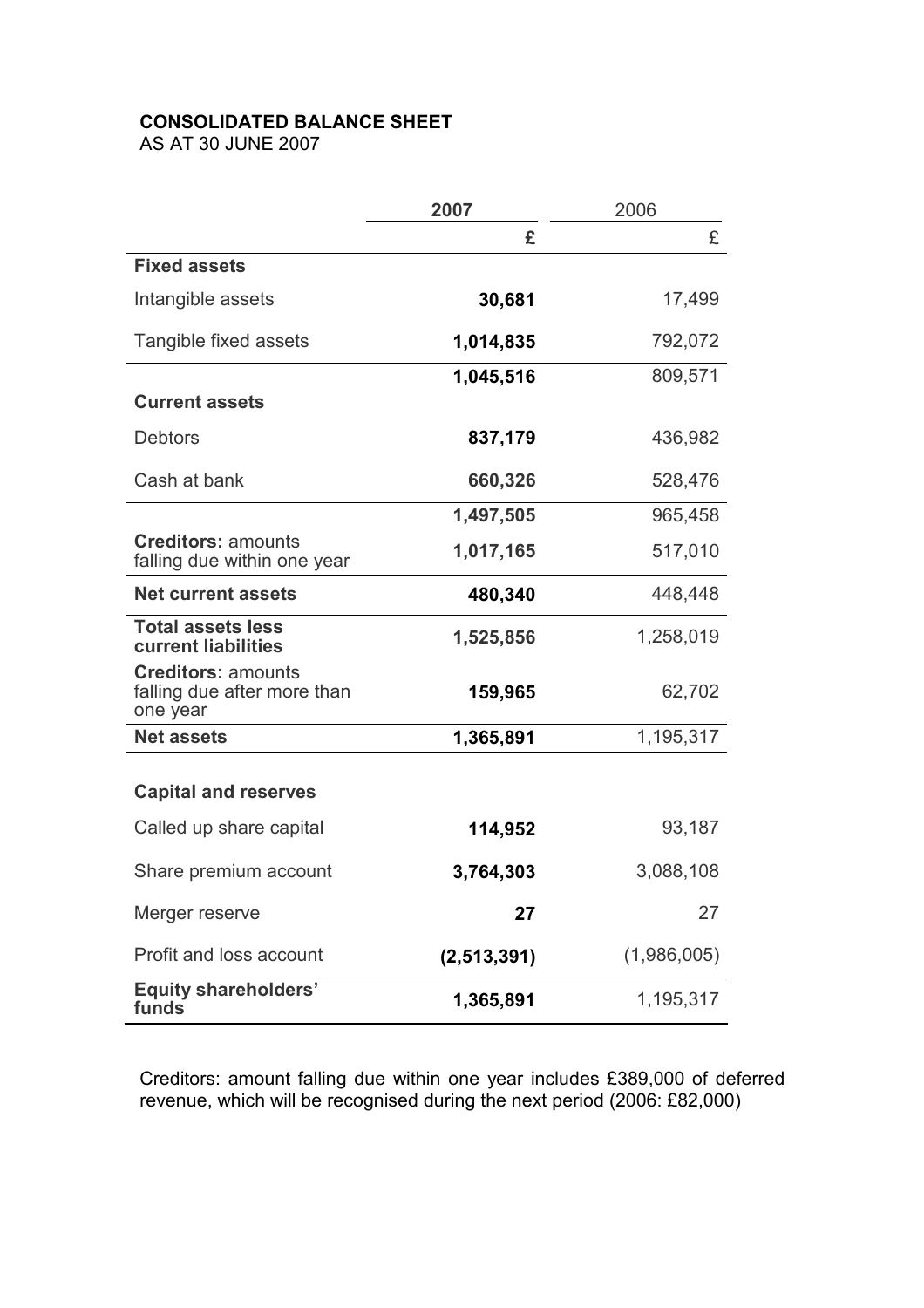**CONSOLIDATED BALANCE SHEET**
AS AT 30 JUNE 2007

| | **2007** | 2006 |
|---|---|---|
| | **£** | £ |
| **Fixed assets** | | |
| Intangible assets | **30,681** | 17,499 |
| Tangible fixed assets | **1,014,835** | 792,072 |
| | **1,045,516** | 809,571 |
| **Current assets** | | |
| Debtors | **837,179** | 436,982 |
| Cash at bank | **660,326** | 528,476 |
| | **1,497,505** | 965,458 |
| **Creditors:** amounts falling due within one year | **1,017,165** | 517,010 |
| **Net current assets** | **480,340** | 448,448 |
| **Total assets less current liabilities** | **1,525,856** | 1,258,019 |
| **Creditors:** amounts falling due after more than one year | **159,965** | 62,702 |
| **Net assets** | **1,365,891** | 1,195,317 |
| | | |
| **Capital and reserves** | | |
| Called up share capital | **114,952** | 93,187 |
| Share premium account | **3,764,303** | 3,088,108 |
| Merger reserve | **27** | 27 |
| Profit and loss account | **(2,513,391)** | (1,986,005) |
| **Equity shareholders' funds** | **1,365,891** | 1,195,317 |

Creditors: amount falling due within one year includes £389,000 of deferred revenue, which will be recognised during the next period (2006: £82,000)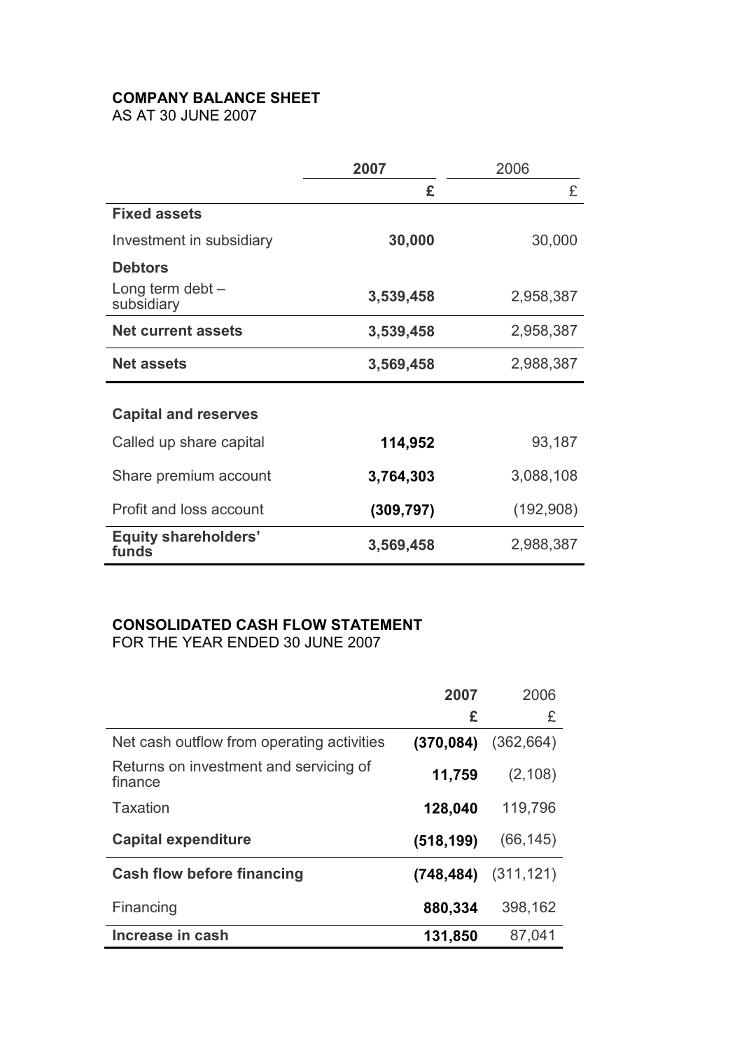**COMPANY BALANCE SHEET**
AS AT 30 JUNE 2007

| | 2007 | 2006 |
|---|---|---|
| | **£** | £ |
| **Fixed assets** | | |
| Investment in subsidiary | **30,000** | 30,000 |
| **Debtors** | | |
| Long term debt – subsidiary | **3,539,458** | 2,958,387 |
| **Net current assets** | **3,539,458** | 2,958,387 |
| **Net assets** | **3,569,458** | 2,988,387 |
| | | |
| **Capital and reserves** | | |
| Called up share capital | **114,952** | 93,187 |
| Share premium account | **3,764,303** | 3,088,108 |
| Profit and loss account | **(309,797)** | (192,908) |
| **Equity shareholders' funds** | **3,569,458** | 2,988,387 |

**CONSOLIDATED CASH FLOW STATEMENT**
FOR THE YEAR ENDED 30 JUNE 2007

| | 2007 | 2006 |
|---|---|---|
| | **£** | £ |
| Net cash outflow from operating activities | **(370,084)** | (362,664) |
| Returns on investment and servicing of finance | **11,759** | (2,108) |
| Taxation | **128,040** | 119,796 |
| **Capital expenditure** | **(518,199)** | (66,145) |
| **Cash flow before financing** | **(748,484)** | (311,121) |
| Financing | **880,334** | 398,162 |
| **Increase in cash** | **131,850** | 87,041 |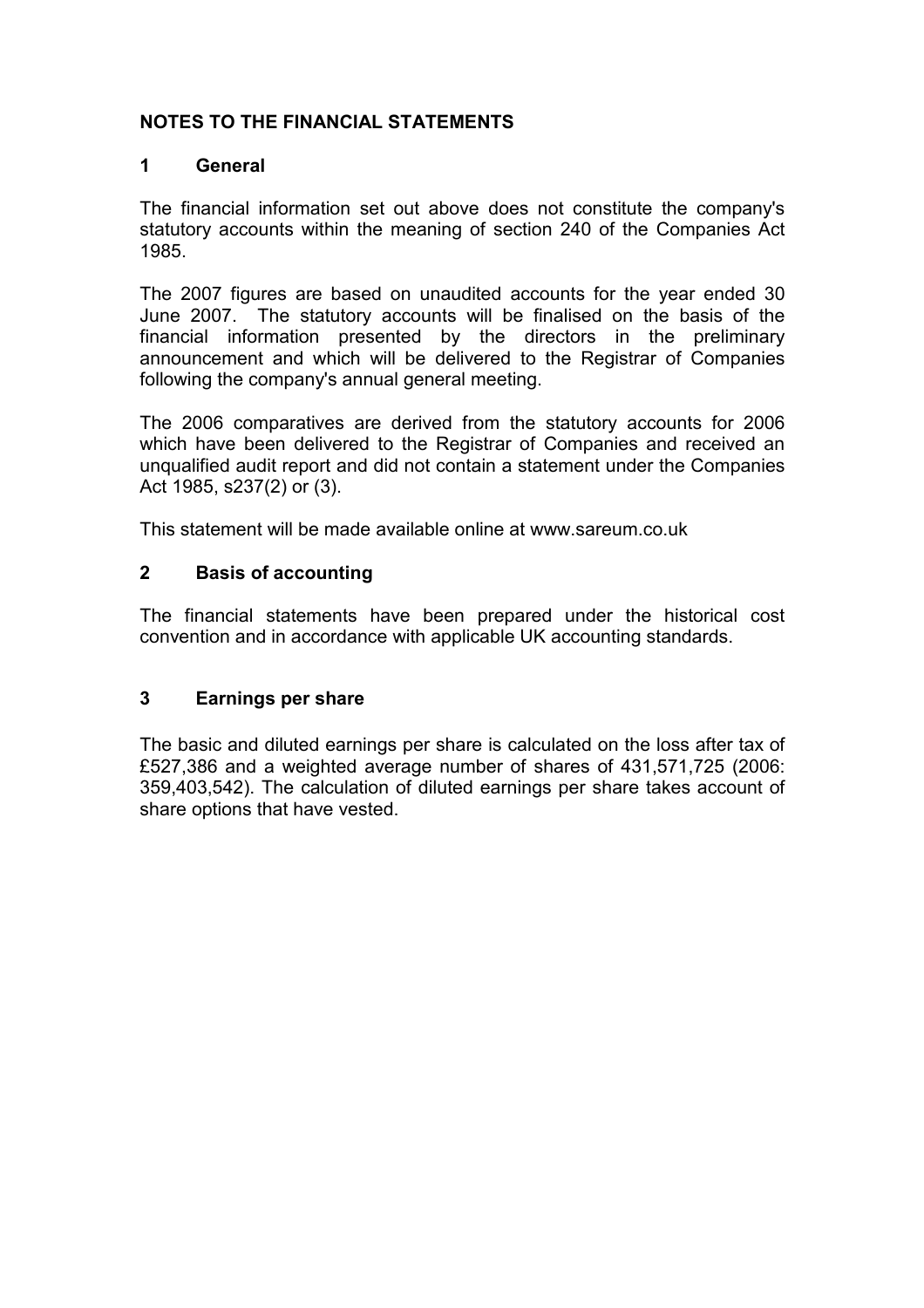## NOTES TO THE FINANCIAL STATEMENTS

### 1 General

The financial information set out above does not constitute the company's statutory accounts within the meaning of section 240 of the Companies Act 1985.

The 2007 figures are based on unaudited accounts for the year ended 30 June 2007. The statutory accounts will be finalised on the basis of the financial information presented by the directors in the preliminary announcement and which will be delivered to the Registrar of Companies following the company's annual general meeting.

The 2006 comparatives are derived from the statutory accounts for 2006 which have been delivered to the Registrar of Companies and received an unqualified audit report and did not contain a statement under the Companies Act 1985, s237(2) or (3).

This statement will be made available online at www.sareum.co.uk

### 2 Basis of accounting

The financial statements have been prepared under the historical cost convention and in accordance with applicable UK accounting standards.

### 3 Earnings per share

The basic and diluted earnings per share is calculated on the loss after tax of £527,386 and a weighted average number of shares of 431,571,725 (2006: 359,403,542). The calculation of diluted earnings per share takes account of share options that have vested.